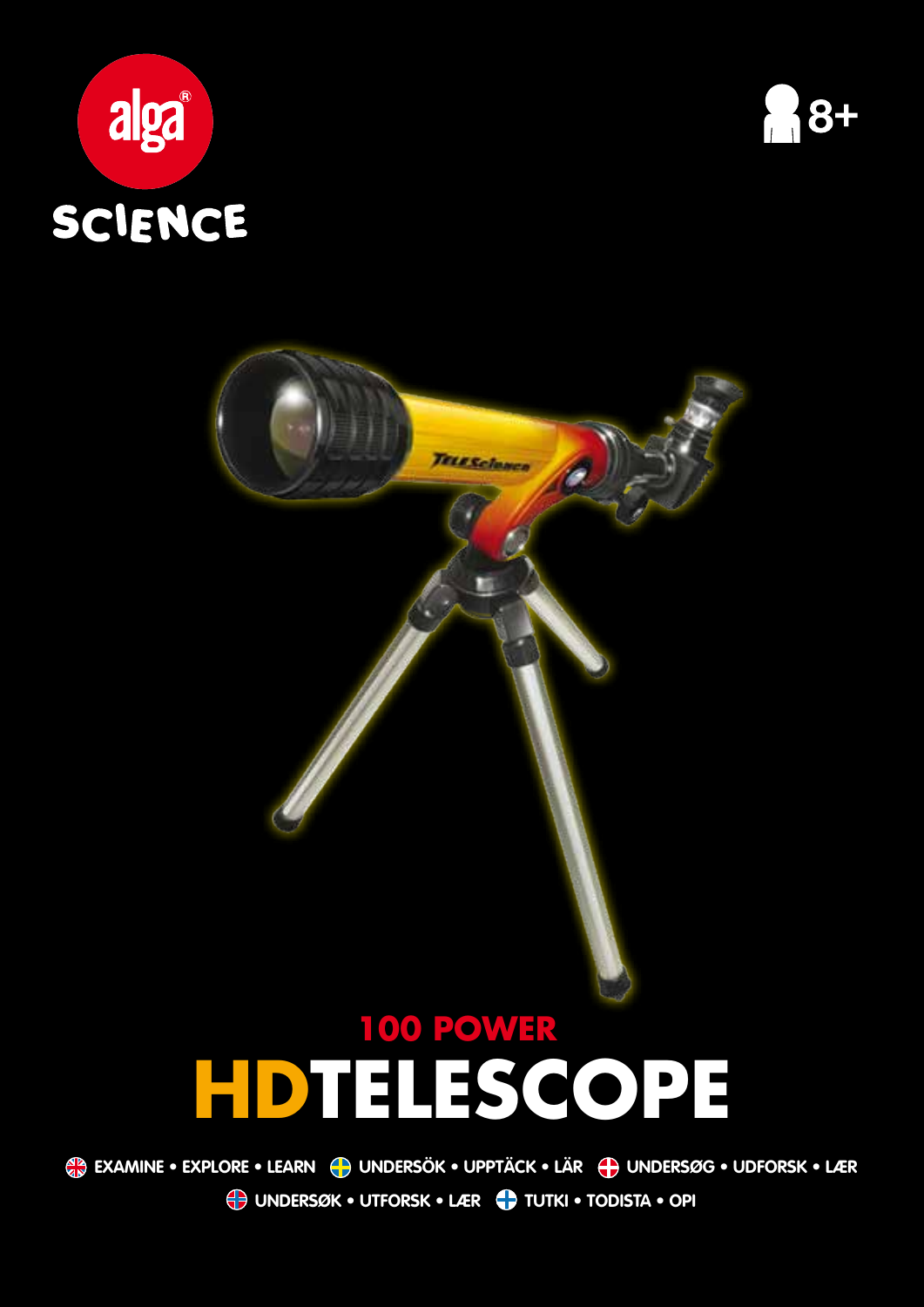alga®

SCIENCE

8+

100 POWER

# HDTELESCOPE

EXAMINE • EXPLORE • LEARN   UNDERSÖK • UPPTÄCK • LÄR   UNDERSØG • UDFORSK • LÆR

UNDERSØK • UTFORSK • LÆR   TUTKI • TODISTA • OPI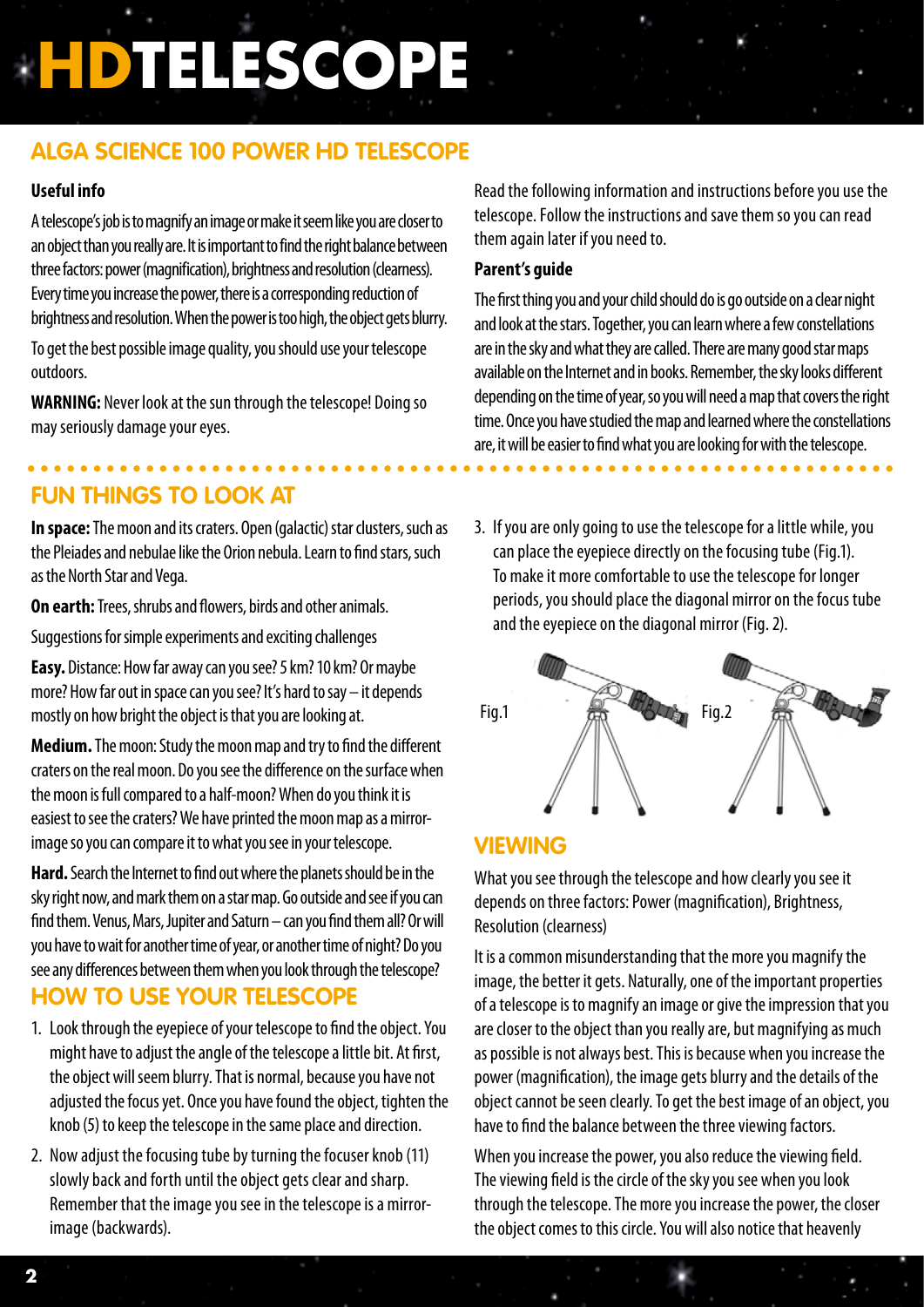# HDTELESCOPE

## ALGA SCIENCE 100 POWER HD TELESCOPE

**Useful info**

A telescope's job is to magnify an image or make it seem like you are closer to an object than you really are. It is important to find the right balance between three factors: power (magnification), brightness and resolution (clearness). Every time you increase the power, there is a corresponding reduction of brightness and resolution. When the power is too high, the object gets blurry.

To get the best possible image quality, you should use your telescope outdoors.

**WARNING:** Never look at the sun through the telescope! Doing so may seriously damage your eyes.

Read the following information and instructions before you use the telescope. Follow the instructions and save them so you can read them again later if you need to.

**Parent's guide**

The first thing you and your child should do is go outside on a clear night and look at the stars. Together, you can learn where a few constellations are in the sky and what they are called. There are many good star maps available on the Internet and in books. Remember, the sky looks different depending on the time of year, so you will need a map that covers the right time. Once you have studied the map and learned where the constellations are, it will be easier to find what you are looking for with the telescope.

## FUN THINGS TO LOOK AT

**In space:** The moon and its craters. Open (galactic) star clusters, such as the Pleiades and nebulae like the Orion nebula. Learn to find stars, such as the North Star and Vega.

**On earth:** Trees, shrubs and flowers, birds and other animals.

Suggestions for simple experiments and exciting challenges

**Easy.** Distance: How far away can you see? 5 km? 10 km? Or maybe more? How far out in space can you see? It's hard to say – it depends mostly on how bright the object is that you are looking at.

**Medium.** The moon: Study the moon map and try to find the different craters on the real moon. Do you see the difference on the surface when the moon is full compared to a half-moon? When do you think it is easiest to see the craters? We have printed the moon map as a mirror-image so you can compare it to what you see in your telescope.

**Hard.** Search the Internet to find out where the planets should be in the sky right now, and mark them on a star map. Go outside and see if you can find them. Venus, Mars, Jupiter and Saturn – can you find them all? Or will you have to wait for another time of year, or another time of night? Do you see any differences between them when you look through the telescope?

## HOW TO USE YOUR TELESCOPE

1. Look through the eyepiece of your telescope to find the object. You might have to adjust the angle of the telescope a little bit. At first, the object will seem blurry. That is normal, because you have not adjusted the focus yet. Once you have found the object, tighten the knob (5) to keep the telescope in the same place and direction.
2. Now adjust the focusing tube by turning the focuser knob (11) slowly back and forth until the object gets clear and sharp. Remember that the image you see in the telescope is a mirror-image (backwards).
3. If you are only going to use the telescope for a little while, you can place the eyepiece directly on the focusing tube (Fig.1). To make it more comfortable to use the telescope for longer periods, you should place the diagonal mirror on the focus tube and the eyepiece on the diagonal mirror (Fig. 2).

Fig.1

Fig.2

## VIEWING

What you see through the telescope and how clearly you see it depends on three factors: Power (magnification), Brightness, Resolution (clearness)

It is a common misunderstanding that the more you magnify the image, the better it gets. Naturally, one of the important properties of a telescope is to magnify an image or give the impression that you are closer to the object than you really are, but magnifying as much as possible is not always best. This is because when you increase the power (magnification), the image gets blurry and the details of the object cannot be seen clearly. To get the best image of an object, you have to find the balance between the three viewing factors.

When you increase the power, you also reduce the viewing field. The viewing field is the circle of the sky you see when you look through the telescope. The more you increase the power, the closer the object comes to this circle. You will also notice that heavenly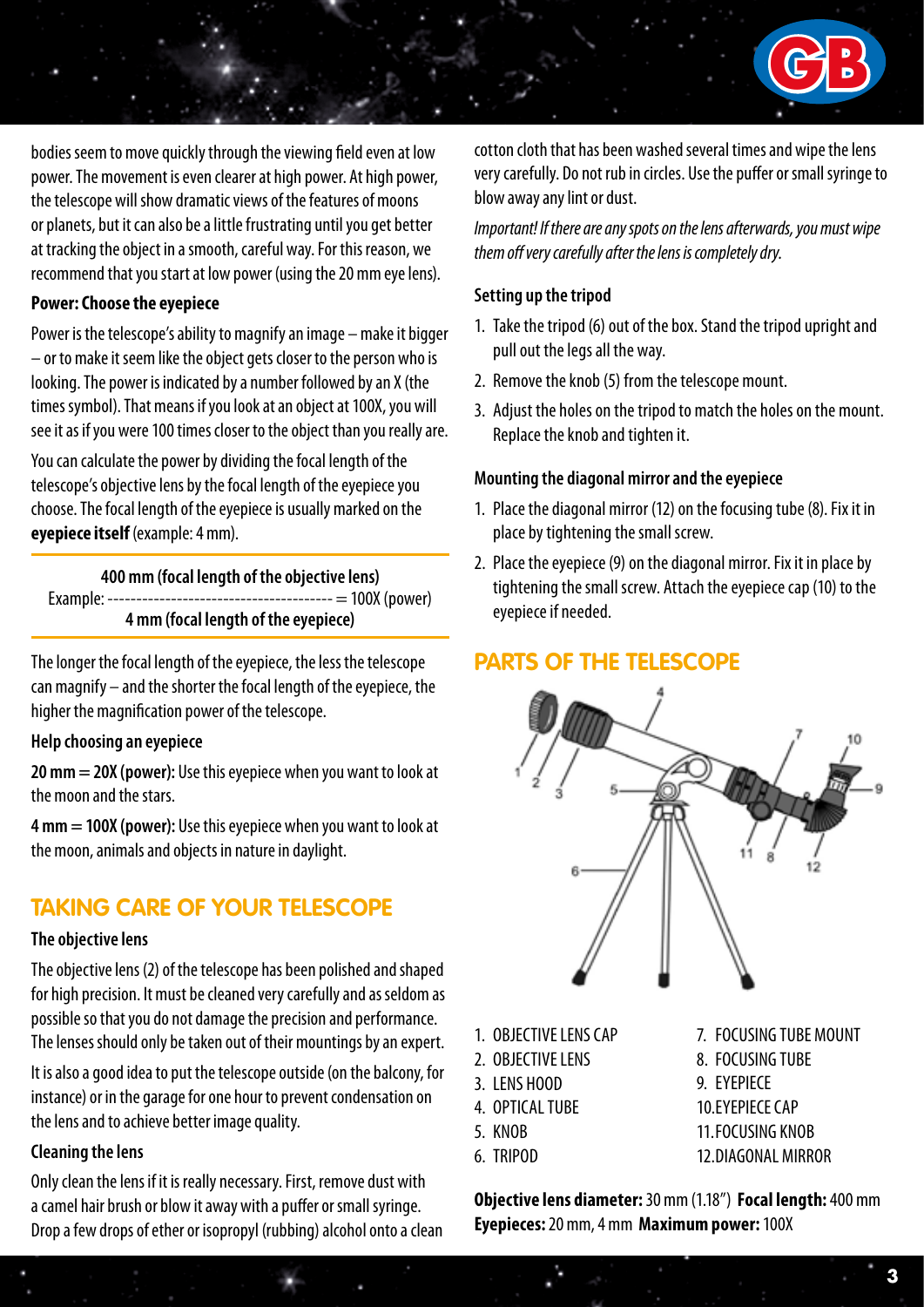bodies seem to move quickly through the viewing field even at low power. The movement is even clearer at high power. At high power, the telescope will show dramatic views of the features of moons or planets, but it can also be a little frustrating until you get better at tracking the object in a smooth, careful way. For this reason, we recommend that you start at low power (using the 20 mm eye lens).

### Power: Choose the eyepiece

Power is the telescope's ability to magnify an image – make it bigger – or to make it seem like the object gets closer to the person who is looking. The power is indicated by a number followed by an X (the times symbol). That means if you look at an object at 100X, you will see it as if you were 100 times closer to the object than you really are.

You can calculate the power by dividing the focal length of the telescope's objective lens by the focal length of the eyepiece you choose. The focal length of the eyepiece is usually marked on the **eyepiece itself** (example: 4 mm).

$$\text{Example: } \frac{\textbf{400 mm (focal length of the objective lens)}}{\textbf{4 mm (focal length of the eyepiece)}} = \text{100X (power)}$$

The longer the focal length of the eyepiece, the less the telescope can magnify – and the shorter the focal length of the eyepiece, the higher the magnification power of the telescope.

### Help choosing an eyepiece

**20 mm = 20X (power):** Use this eyepiece when you want to look at the moon and the stars.

**4 mm = 100X (power):** Use this eyepiece when you want to look at the moon, animals and objects in nature in daylight.

## TAKING CARE OF YOUR TELESCOPE

### The objective lens

The objective lens (2) of the telescope has been polished and shaped for high precision. It must be cleaned very carefully and as seldom as possible so that you do not damage the precision and performance. The lenses should only be taken out of their mountings by an expert.

It is also a good idea to put the telescope outside (on the balcony, for instance) or in the garage for one hour to prevent condensation on the lens and to achieve better image quality.

### Cleaning the lens

Only clean the lens if it is really necessary. First, remove dust with a camel hair brush or blow it away with a puffer or small syringe. Drop a few drops of ether or isopropyl (rubbing) alcohol onto a clean cotton cloth that has been washed several times and wipe the lens very carefully. Do not rub in circles. Use the puffer or small syringe to blow away any lint or dust.

*Important! If there are any spots on the lens afterwards, you must wipe them off very carefully after the lens is completely dry.*

### Setting up the tripod

1. Take the tripod (6) out of the box. Stand the tripod upright and pull out the legs all the way.
2. Remove the knob (5) from the telescope mount.
3. Adjust the holes on the tripod to match the holes on the mount. Replace the knob and tighten it.

### Mounting the diagonal mirror and the eyepiece

1. Place the diagonal mirror (12) on the focusing tube (8). Fix it in place by tightening the small screw.
2. Place the eyepiece (9) on the diagonal mirror. Fix it in place by tightening the small screw. Attach the eyepiece cap (10) to the eyepiece if needed.

## PARTS OF THE TELESCOPE

1. OBJECTIVE LENS CAP
2. OBJECTIVE LENS
3. LENS HOOD
4. OPTICAL TUBE
5. KNOB
6. TRIPOD
7. FOCUSING TUBE MOUNT
8. FOCUSING TUBE
9. EYEPIECE
10. EYEPIECE CAP
11. FOCUSING KNOB
12. DIAGONAL MIRROR

**Objective lens diameter:** 30 mm (1.18") **Focal length:** 400 mm
**Eyepieces:** 20 mm, 4 mm **Maximum power:** 100X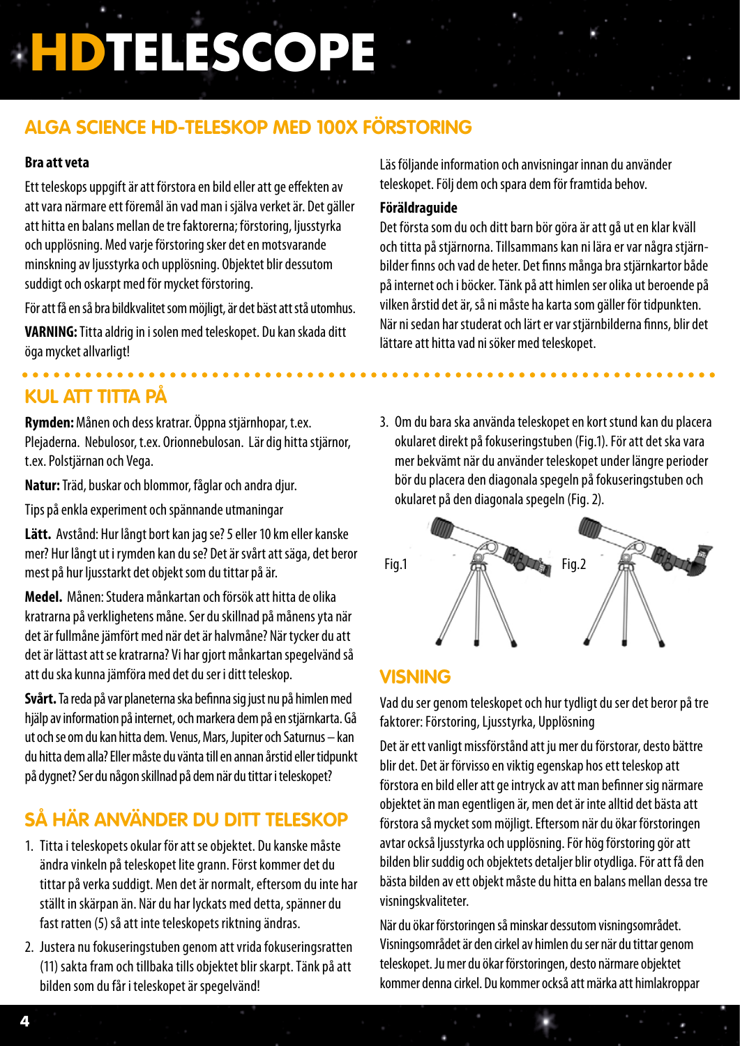# HDTELESCOPE

## ALGA SCIENCE HD-TELESKOP MED 100X FÖRSTORING

**Bra att veta**

Ett teleskops uppgift är att förstora en bild eller att ge effekten av att vara närmare ett föremål än vad man i själva verket är. Det gäller att hitta en balans mellan de tre faktorerna; förstoring, ljusstyrka och upplösning. Med varje förstoring sker det en motsvarande minskning av ljusstyrka och upplösning. Objektet blir dessutom suddigt och oskarpt med för mycket förstoring.

För att få en så bra bildkvalitet som möjligt, är det bäst att stå utomhus.

**VARNING:** Titta aldrig in i solen med teleskopet. Du kan skada ditt öga mycket allvarligt!

Läs följande information och anvisningar innan du använder teleskopet. Följ dem och spara dem för framtida behov.

**Föräldraguide**

Det första som du och ditt barn bör göra är att gå ut en klar kväll och titta på stjärnorna. Tillsammans kan ni lära er var några stjärnbilder finns och vad de heter. Det finns många bra stjärnkartor både på internet och i böcker. Tänk på att himlen ser olika ut beroende på vilken årstid det är, så ni måste ha karta som gäller för tidpunkten. När ni sedan har studerat och lärt er var stjärnbilderna finns, blir det lättare att hitta vad ni söker med teleskopet.

## KUL ATT TITTA PÅ

**Rymden:** Månen och dess kratrar. Öppna stjärnhopar, t.ex. Plejaderna. Nebulosor, t.ex. Orionnebulosan. Lär dig hitta stjärnor, t.ex. Polstjärnan och Vega.

**Natur:** Träd, buskar och blommor, fåglar och andra djur.

Tips på enkla experiment och spännande utmaningar

**Lätt.** Avstånd: Hur långt bort kan jag se? 5 eller 10 km eller kanske mer? Hur långt ut i rymden kan du se? Det är svårt att säga, det beror mest på hur ljusstarkt det objekt som du tittar på är.

**Medel.** Månen: Studera månkartan och försök att hitta de olika kratrarna på verklighetens måne. Ser du skillnad på månens yta när det är fullmåne jämfört med när det är halvmåne? När tycker du att det är lättast att se kratrarna? Vi har gjort månkartan spegelvänd så att du ska kunna jämföra med det du ser i ditt teleskop.

**Svårt.** Ta reda på var planeterna ska befinna sig just nu på himlen med hjälp av information på internet, och markera dem på en stjärnkarta. Gå ut och se om du kan hitta dem. Venus, Mars, Jupiter och Saturnus – kan du hitta dem alla? Eller måste du vänta till en annan årstid eller tidpunkt på dygnet? Ser du någon skillnad på dem när du tittar i teleskopet?

## SÅ HÄR ANVÄNDER DU DITT TELESKOP

1. Titta i teleskopets okular för att se objektet. Du kanske måste ändra vinkeln på teleskopet lite grann. Först kommer det du tittar på verka suddigt. Men det är normalt, eftersom du inte har ställt in skärpan än. När du har lyckats med detta, spänner du fast ratten (5) så att inte teleskopets riktning ändras.
2. Justera nu fokuseringstuben genom att vrida fokuseringsratten (11) sakta fram och tillbaka tills objektet blir skarpt. Tänk på att bilden som du får i teleskopet är spegelvänd!
3. Om du bara ska använda teleskopet en kort stund kan du placera okularet direkt på fokuseringstuben (Fig.1). För att det ska vara mer bekvämt när du använder teleskopet under längre perioder bör du placera den diagonala spegeln på fokuseringstuben och okularet på den diagonala spegeln (Fig. 2).

Fig.1 Fig.2

## VISNING

Vad du ser genom teleskopet och hur tydligt du ser det beror på tre faktorer: Förstoring, Ljusstyrka, Upplösning

Det är ett vanligt missförstånd att ju mer du förstorar, desto bättre blir det. Det är förvisso en viktig egenskap hos ett teleskop att förstora en bild eller att ge intryck av att man befinner sig närmare objektet än man egentligen är, men det är inte alltid det bästa att förstora så mycket som möjligt. Eftersom när du ökar förstoringen avtar också ljusstyrka och upplösning. För hög förstoring gör att bilden blir suddig och objektets detaljer blir otydliga. För att få den bästa bilden av ett objekt måste du hitta en balans mellan dessa tre visningskvaliteter.

När du ökar förstoringen så minskar dessutom visningsområdet. Visningsområdet är den cirkel av himlen du ser när du tittar genom teleskopet. Ju mer du ökar förstoringen, desto närmare objektet kommer denna cirkel. Du kommer också att märka att himlakroppar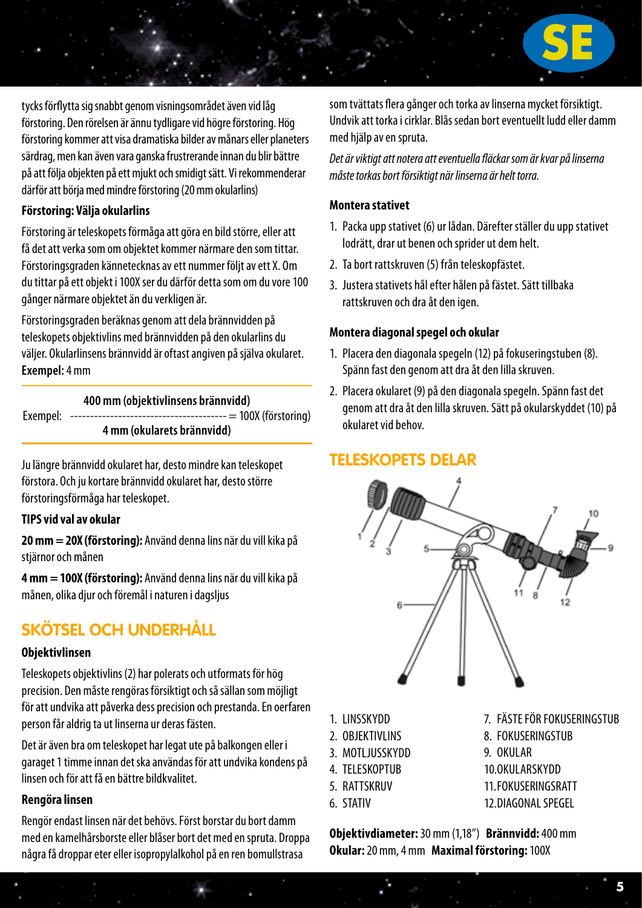tycks förflytta sig snabbt genom visningsområdet även vid låg förstoring. Den rörelsen är ännu tydligare vid högre förstoring. Hög förstoring kommer att visa dramatiska bilder av månars eller planeters särdrag, men kan även vara ganska frustrerande innan du blir bättre på att följa objekten på ett mjukt och smidigt sätt. Vi rekommenderar därför att börja med mindre förstoring (20 mm okularlins)

**Förstoring: Välja okularlins**

Förstoring är teleskopets förmåga att göra en bild större, eller att få det att verka som om objektet kommer närmare den som tittar. Förstoringsgraden kännetecknas av ett nummer följt av ett X. Om du tittar på ett objekt i 100X ser du därför detta som om du vore 100 gånger närmare objektet än du verkligen är.

Förstoringsgraden beräknas genom att dela brännvidden på teleskopets objektivlins med brännvidden på den okularlins du väljer. Okularlinsens brännvidd är oftast angiven på själva okularet. **Exempel:** 4 mm

**400 mm (objektivlinsens brännvidd)**

Exempel: -------------------------------------- = 100X (förstoring)

**4 mm (okularets brännvidd)**

Ju längre brännvidd okularet har, desto mindre kan teleskopet förstora. Och ju kortare brännvidd okularet har, desto större förstoringsförmåga har teleskopet.

**TIPS vid val av okular**

**20 mm = 20X (förstoring):** Använd denna lins när du vill kika på stjärnor och månen

**4 mm = 100X (förstoring):** Använd denna lins när du vill kika på månen, olika djur och föremål i naturen i dagsljus

## SKÖTSEL OCH UNDERHÅLL

**Objektivlinsen**

Teleskopets objektivlins (2) har polerats och utformats för hög precision. Den måste rengöras försiktigt och så sällan som möjligt för att undvika att påverka dess precision och prestanda. En oerfaren person får aldrig ta ut linserna ur deras fästen.

Det är även bra om teleskopet har legat ute på balkongen eller i garaget 1 timme innan det ska användas för att undvika kondens på linsen och för att få en bättre bildkvalitet.

**Rengöra linsen**

Rengör endast linsen när det behövs. Först borstar du bort damm med en kamelhårsborste eller blåser bort det med en spruta. Droppa några få droppar eter eller isopropylalkohol på en ren bomullstrasa som tvättats flera gånger och torka av linserna mycket försiktigt. Undvik att torka i cirklar. Blås sedan bort eventuellt ludd eller damm med hjälp av en spruta.

*Det är viktigt att notera att eventuella fläckar som är kvar på linserna måste torkas bort försiktigt när linserna är helt torra.*

**Montera stativet**

1. Packa upp stativet (6) ur lådan. Därefter ställer du upp stativet lodrätt, drar ut benen och sprider ut dem helt.
2. Ta bort rattskruven (5) från teleskopfästet.
3. Justera stativets hål efter hålen på fästet. Sätt tillbaka rattskruven och dra åt den igen.

**Montera diagonal spegel och okular**

1. Placera den diagonala spegeln (12) på fokuseringstuben (8). Spänn fast den genom att dra åt den lilla skruven.
2. Placera okularet (9) på den diagonala spegeln. Spänn fast det genom att dra åt den lilla skruven. Sätt på okularskyddet (10) på okularet vid behov.

## TELESKOPETS DELAR

1. LINSSKYDD
2. OBJEKTIVLINS
3. MOTLJUSSKYDD
4. TELESKOPTUB
5. RATTSKRUV
6. STATIV
7. FÄSTE FÖR FOKUSERINGSTUB
8. FOKUSERINGSTUB
9. OKULAR
10. OKULARSKYDD
11. FOKUSERINGSRATT
12. DIAGONAL SPEGEL

**Objektivdiameter:** 30 mm (1,18") **Brännvidd:** 400 mm
**Okular:** 20 mm, 4 mm **Maximal förstoring:** 100X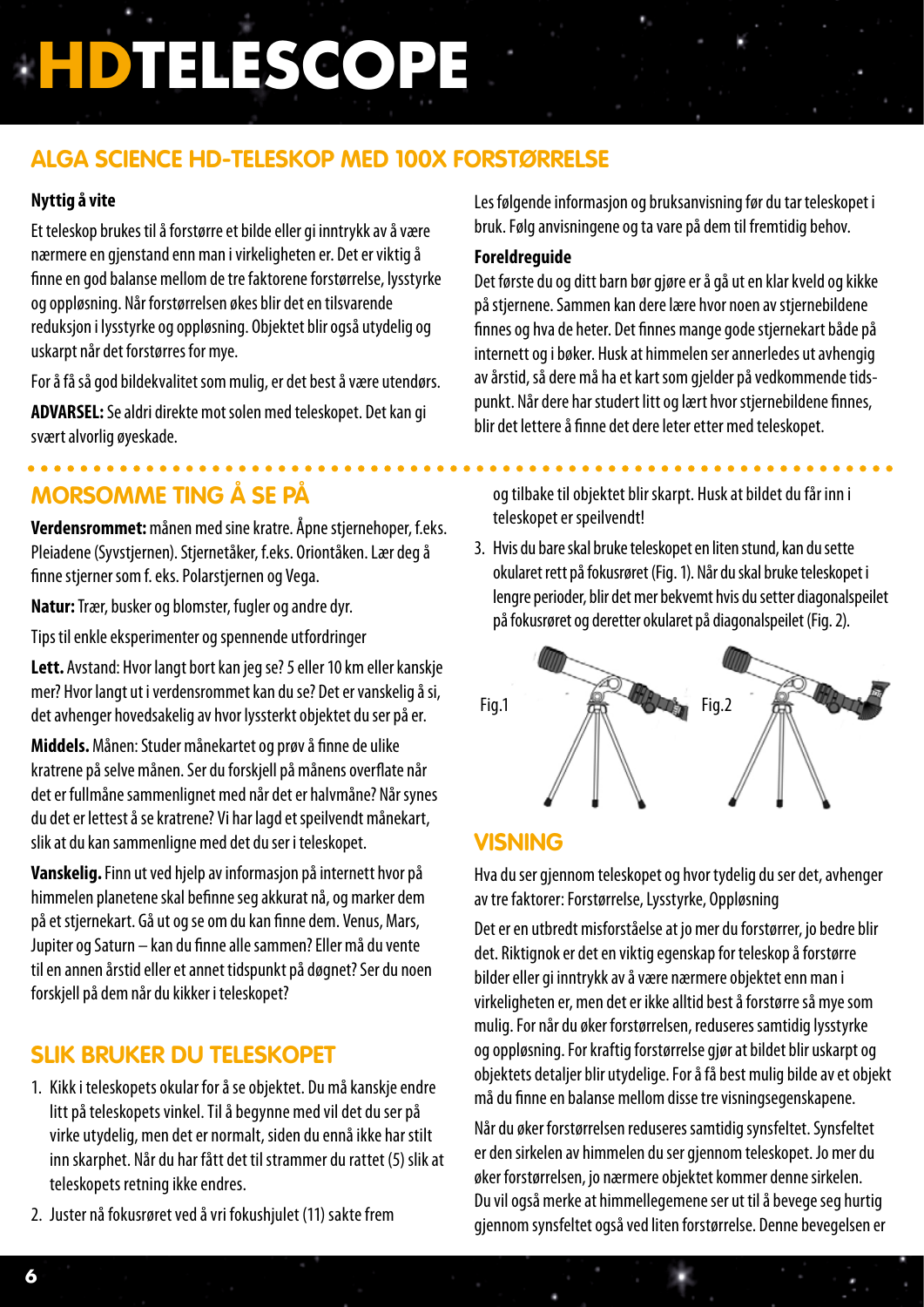# HDTELESCOPE

## ALGA SCIENCE HD-TELESKOP MED 100X FORSTØRRELSE

**Nyttig å vite**

Et teleskop brukes til å forstørre et bilde eller gi inntrykk av å være nærmere en gjenstand enn man i virkeligheten er. Det er viktig å finne en god balanse mellom de tre faktorene forstørrelse, lysstyrke og oppløsning. Når forstørrelsen økes blir det en tilsvarende reduksjon i lysstyrke og oppløsning. Objektet blir også utydelig og uskarpt når det forstørres for mye.

For å få så god bildekvalitet som mulig, er det best å være utendørs.

**ADVARSEL:** Se aldri direkte mot solen med teleskopet. Det kan gi svært alvorlig øyeskade.

Les følgende informasjon og bruksanvisning før du tar teleskopet i bruk. Følg anvisningene og ta vare på dem til fremtidig behov.

**Foreldreguide**

Det første du og ditt barn bør gjøre er å gå ut en klar kveld og kikke på stjernene. Sammen kan dere lære hvor noen av stjernebildene finnes og hva de heter. Det finnes mange gode stjernekart både på internett og i bøker. Husk at himmelen ser annerledes ut avhengig av årstid, så dere må ha et kart som gjelder på vedkommende tidspunkt. Når dere har studert litt og lært hvor stjernebildene finnes, blir det lettere å finne det dere leter etter med teleskopet.

## MORSOMME TING Å SE PÅ

**Verdensrommet:** månen med sine kratre. Åpne stjernehoper, f.eks. Pleiadene (Syvstjernen). Stjernetåker, f.eks. Oriontåken. Lær deg å finne stjerner som f. eks. Polarstjernen og Vega.

**Natur:** Trær, busker og blomster, fugler og andre dyr.

Tips til enkle eksperimenter og spennende utfordringer

**Lett.** Avstand: Hvor langt bort kan jeg se? 5 eller 10 km eller kanskje mer? Hvor langt ut i verdensrommet kan du se? Det er vanskelig å si, det avhenger hovedsakelig av hvor lyssterkt objektet du ser på er.

**Middels.** Månen: Studer månekartet og prøv å finne de ulike kratrene på selve månen. Ser du forskjell på månens overflate når det er fullmåne sammenlignet med når det er halvmåne? Når synes du det er lettest å se kratrene? Vi har lagd et speilvendt månekart, slik at du kan sammenligne med det du ser i teleskopet.

**Vanskelig.** Finn ut ved hjelp av informasjon på internett hvor på himmelen planetene skal befinne seg akkurat nå, og marker dem på et stjernekart. Gå ut og se om du kan finne dem. Venus, Mars, Jupiter og Saturn – kan du finne alle sammen? Eller må du vente til en annen årstid eller et annet tidspunkt på døgnet? Ser du noen forskjell på dem når du kikker i teleskopet?

## SLIK BRUKER DU TELESKOPET

1. Kikk i teleskopets okular for å se objektet. Du må kanskje endre litt på teleskopets vinkel. Til å begynne med vil det du ser på virke utydelig, men det er normalt, siden du ennå ikke har stilt inn skarphet. Når du har fått det til strammer du rattet (5) slik at teleskopets retning ikke endres.
2. Juster nå fokusrøret ved å vri fokushjulet (11) sakte frem og tilbake til objektet blir skarpt. Husk at bildet du får inn i teleskopet er speilvendt!
3. Hvis du bare skal bruke teleskopet en liten stund, kan du sette okularet rett på fokusrøret (Fig. 1). Når du skal bruke teleskopet i lengre perioder, blir det mer bekvemt hvis du setter diagonalspeilet på fokusrøret og deretter okularet på diagonalspeilet (Fig. 2).

Fig.1 Fig.2

## VISNING

Hva du ser gjennom teleskopet og hvor tydelig du ser det, avhenger av tre faktorer: Forstørrelse, Lysstyrke, Oppløsning

Det er en utbredt misforståelse at jo mer du forstørrer, jo bedre blir det. Riktignok er det en viktig egenskap for teleskop å forstørre bilder eller gi inntrykk av å være nærmere objektet enn man i virkeligheten er, men det er ikke alltid best å forstørre så mye som mulig. For når du øker forstørrelsen, reduseres samtidig lysstyrke og oppløsning. For kraftig forstørrelse gjør at bildet blir uskarpt og objektets detaljer blir utydelige. For å få best mulig bilde av et objekt må du finne en balanse mellom disse tre visningsegenskapene.

Når du øker forstørrelsen reduseres samtidig synsfeltet. Synsfeltet er den sirkelen av himmelen du ser gjennom teleskopet. Jo mer du øker forstørrelsen, jo nærmere objektet kommer denne sirkelen. Du vil også merke at himmellegemene ser ut til å bevege seg hurtig gjennom synsfeltet også ved liten forstørrelse. Denne bevegelsen er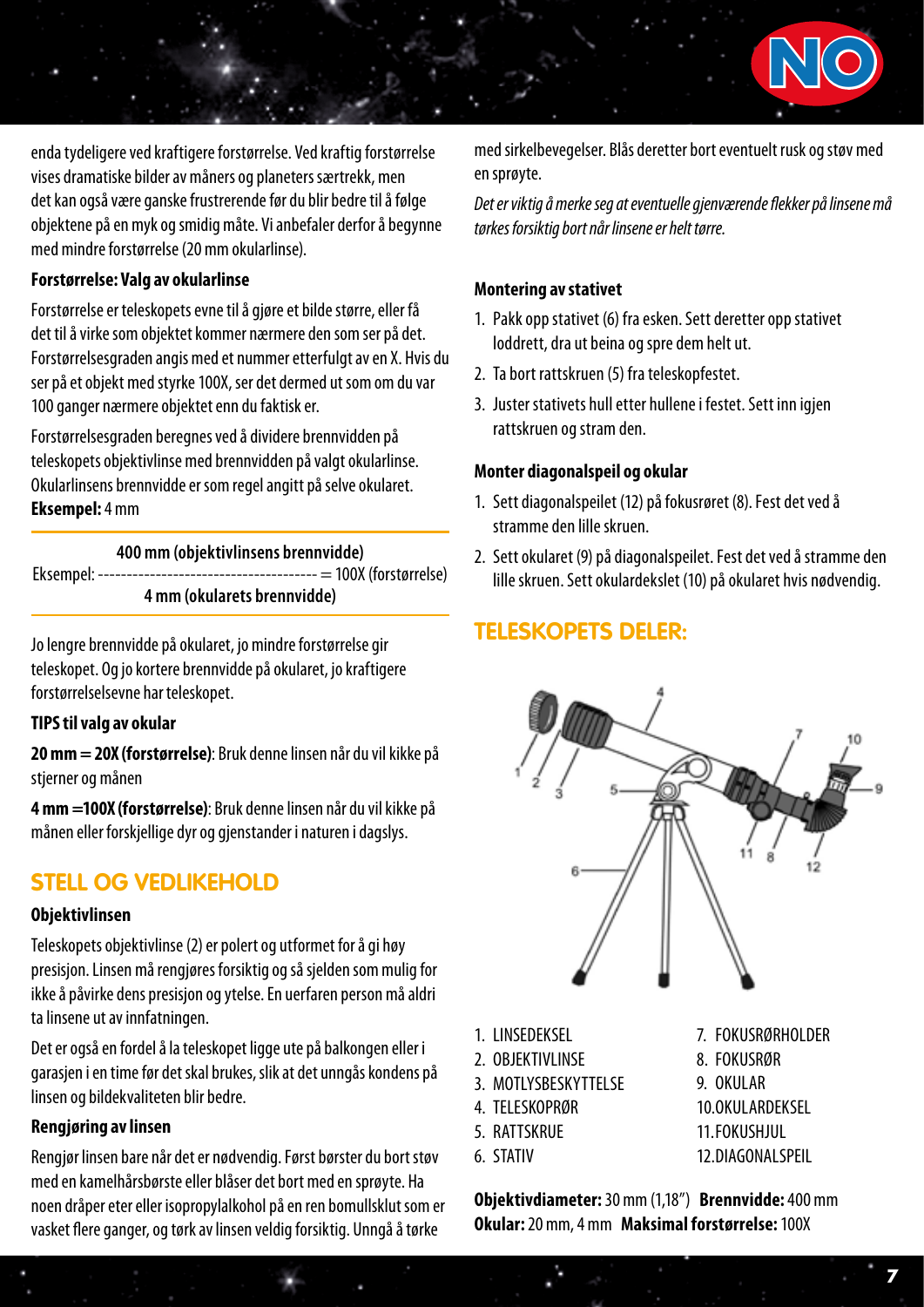enda tydeligere ved kraftigere forstørrelse. Ved kraftig forstørrelse vises dramatiske bilder av månens og planeters særtrekk, men det kan også være ganske frustrerende før du blir bedre til å følge objektene på en myk og smidig måte. Vi anbefaler derfor å begynne med mindre forstørrelse (20 mm okularlinse).

**Forstørrelse: Valg av okularlinse**

Forstørrelse er teleskopets evne til å gjøre et bilde større, eller få det til å virke som objektet kommer nærmere den som ser på det. Forstørrelsesgraden angis med et nummer etterfulgt av en X. Hvis du ser på et objekt med styrke 100X, ser det dermed ut som om du var 100 ganger nærmere objektet enn du faktisk er.

Forstørrelsesgraden beregnes ved å dividere brennvidden på teleskopets objektivlinse med brennvidden på valgt okularlinse. Okularlinsens brennvidde er som regel angitt på selve okularet. **Eksempel:** 4 mm

$$\text{Eksempel: } \frac{\textbf{400 mm (objektivlinsens brennvidde)}}{\textbf{4 mm (okularets brennvidde)}} = 100\text{X (forstørrelse)}$$

Jo lengre brennvidde på okularet, jo mindre forstørrelse gir teleskopet. Og jo kortere brennvidde på okularet, jo kraftigere forstørrelselsevne har teleskopet.

**TIPS til valg av okular**

**20 mm = 20X (forstørrelse)**: Bruk denne linsen når du vil kikke på stjerner og månen

**4 mm =100X (forstørrelse)**: Bruk denne linsen når du vil kikke på månen eller forskjellige dyr og gjenstander i naturen i dagslys.

## STELL OG VEDLIKEHOLD

**Objektivlinsen**

Teleskopets objektivlinse (2) er polert og utformet for å gi høy presisjon. Linsen må rengjøres forsiktig og så sjelden som mulig for ikke å påvirke dens presisjon og ytelse. En uerfaren person må aldri ta linsene ut av innfatningen.

Det er også en fordel å la teleskopet ligge ute på balkongen eller i garasjen i en time før det skal brukes, slik at det unngås kondens på linsen og bildekvaliteten blir bedre.

**Rengjøring av linsen**

Rengjør linsen bare når det er nødvendig. Først børster du bort støv med en kamelhårsbørste eller blåser det bort med en sprøyte. Ha noen dråper eter eller isopropylalkohol på en ren bomullsklut som er vasket flere ganger, og tørk av linsen veldig forsiktig. Unngå å tørke med sirkelbevegelser. Blås deretter bort eventuelt rusk og støv med en sprøyte.

*Det er viktig å merke seg at eventuelle gjenværende flekker på linsene må tørkes forsiktig bort når linsene er helt tørre.*

**Montering av stativet**

1. Pakk opp stativet (6) fra esken. Sett deretter opp stativet loddrett, dra ut beina og spre dem helt ut.
2. Ta bort rattskruen (5) fra teleskopfestet.
3. Juster stativets hull etter hullene i festet. Sett inn igjen rattskruen og stram den.

**Monter diagonalspeil og okular**

1. Sett diagonalspeilet (12) på fokusrøret (8). Fest det ved å stramme den lille skruen.
2. Sett okularet (9) på diagonalspeilet. Fest det ved å stramme den lille skruen. Sett okulardekslet (10) på okularet hvis nødvendig.

## TELESKOPETS DELER:

1. LINSEDEKSEL
2. OBJEKTIVLINSE
3. MOTLYSBESKYTTELSE
4. TELESKOPRØR
5. RATTSKRUE
6. STATIV
7. FOKUSRØRHOLDER
8. FOKUSRØR
9. OKULAR
10. OKULARDEKSEL
11. FOKUSHJUL
12. DIAGONALSPEIL

**Objektivdiameter:** 30 mm (1,18") **Brennvidde:** 400 mm
**Okular:** 20 mm, 4 mm **Maksimal forstørrelse:** 100X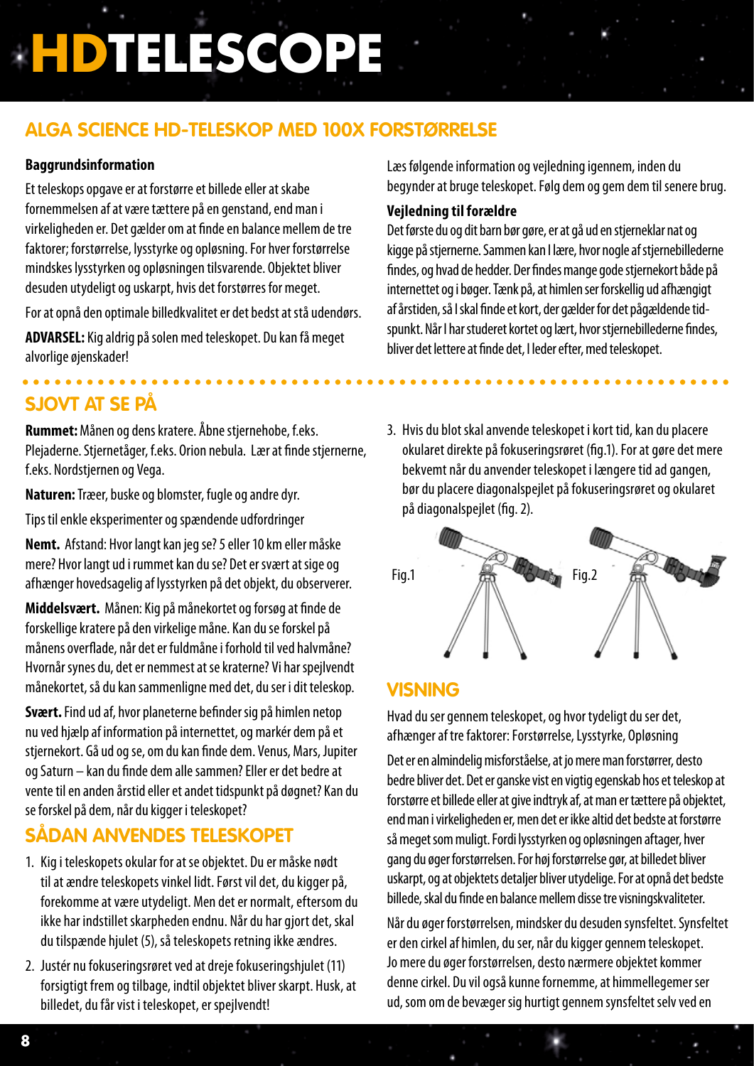# HDTELESCOPE

## ALGA SCIENCE HD-TELESKOP MED 100X FORSTØRRELSE

**Baggrundsinformation**

Et teleskops opgave er at forstørre et billede eller at skabe fornemmelsen af at være tættere på en genstand, end man i virkeligheden er. Det gælder om at finde en balance mellem de tre faktorer; forstørrelse, lysstyrke og opløsning. For hver forstørrelse mindskes lysstyrken og opløsningen tilsvarende. Objektet bliver desuden utydeligt og uskarpt, hvis det forstørres for meget.

For at opnå den optimale billedkvalitet er det bedst at stå udendørs.

**ADVARSEL:** Kig aldrig på solen med teleskopet. Du kan få meget alvorlige øjenskader!

Læs følgende information og vejledning igennem, inden du begynder at bruge teleskopet. Følg dem og gem dem til senere brug.

**Vejledning til forældre**

Det første du og dit barn bør gøre, er at gå ud en stjerneklar nat og kigge på stjernerne. Sammen kan I lære, hvor nogle af stjernebillederne findes, og hvad de hedder. Der findes mange gode stjernekort både på internettet og i bøger. Tænk på, at himlen ser forskellig ud afhængigt af årstiden, så I skal finde et kort, der gælder for det pågældende tidspunkt. Når I har studeret kortet og lært, hvor stjernebillederne findes, bliver det lettere at finde det, I leder efter, med teleskopet.

## SJOVT AT SE PÅ

**Rummet:** Månen og dens kratere. Åbne stjernehobe, f.eks. Plejaderne. Stjernetåger, f.eks. Orion nebula. Lær at finde stjernerne, f.eks. Nordstjernen og Vega.

**Naturen:** Træer, buske og blomster, fugle og andre dyr.

Tips til enkle eksperimenter og spændende udfordringer

**Nemt.** Afstand: Hvor langt kan jeg se? 5 eller 10 km eller måske mere? Hvor langt ud i rummet kan du se? Det er svært at sige og afhænger hovedsagelig af lysstyrken på det objekt, du observerer.

**Middelsvært.** Månen: Kig på månekortet og forsøg at finde de forskellige kratere på den virkelige måne. Kan du se forskel på månens overflade, når det er fuldmåne i forhold til ved halvmåne? Hvornår synes du, det er nemmest at se kraterne? Vi har spejlvendt månekortet, så du kan sammenligne med det, du ser i dit teleskop.

**Svært.** Find ud af, hvor planeterne befinder sig på himlen netop nu ved hjælp af information på internettet, og markér dem på et stjernekort. Gå ud og se, om du kan finde dem. Venus, Mars, Jupiter og Saturn – kan du finde dem alle sammen? Eller er det bedre at vente til en anden årstid eller et andet tidspunkt på døgnet? Kan du se forskel på dem, når du kigger i teleskopet?

## SÅDAN ANVENDES TELESKOPET

1. Kig i teleskopets okular for at se objektet. Du er måske nødt til at ændre teleskopets vinkel lidt. Først vil det, du kigger på, forekomme at være utydeligt. Men det er normalt, eftersom du ikke har indstillet skarpheden endnu. Når du har gjort det, skal du tilspænde hjulet (5), så teleskopets retning ikke ændres.
2. Justér nu fokuseringsrøret ved at dreje fokuseringshjulet (11) forsigtigt frem og tilbage, indtil objektet bliver skarpt. Husk, at billedet, du får vist i teleskopet, er spejlvendt!
3. Hvis du blot skal anvende teleskopet i kort tid, kan du placere okularet direkte på fokuseringsrøret (fig.1). For at gøre det mere bekvemt når du anvender teleskopet i længere tid ad gangen, bør du placere diagonalspejlet på fokuseringsrøret og okularet på diagonalspejlet (fig. 2).

Fig.1 Fig.2

## VISNING

Hvad du ser gennem teleskopet, og hvor tydeligt du ser det, afhænger af tre faktorer: Forstørrelse, Lysstyrke, Opløsning

Det er en almindelig misforståelse, at jo mere man forstørrer, desto bedre bliver det. Det er ganske vist en vigtig egenskab hos et teleskop at forstørre et billede eller at give indtryk af, at man er tættere på objektet, end man i virkeligheden er, men det er ikke altid det bedste at forstørre så meget som muligt. Fordi lysstyrken og opløsningen aftager, hver gang du øger forstørrelsen. For høj forstørrelse gør, at billedet bliver uskarpt, og at objektets detaljer bliver utydelige. For at opnå det bedste billede, skal du finde en balance mellem disse tre visningskvaliteter.

Når du øger forstørrelsen, mindsker du desuden synsfeltet. Synsfeltet er den cirkel af himlen, du ser, når du kigger gennem teleskopet. Jo mere du øger forstørrelsen, desto nærmere objektet kommer denne cirkel. Du vil også kunne fornemme, at himmellegemer ser ud, som om de bevæger sig hurtigt gennem synsfeltet selv ved en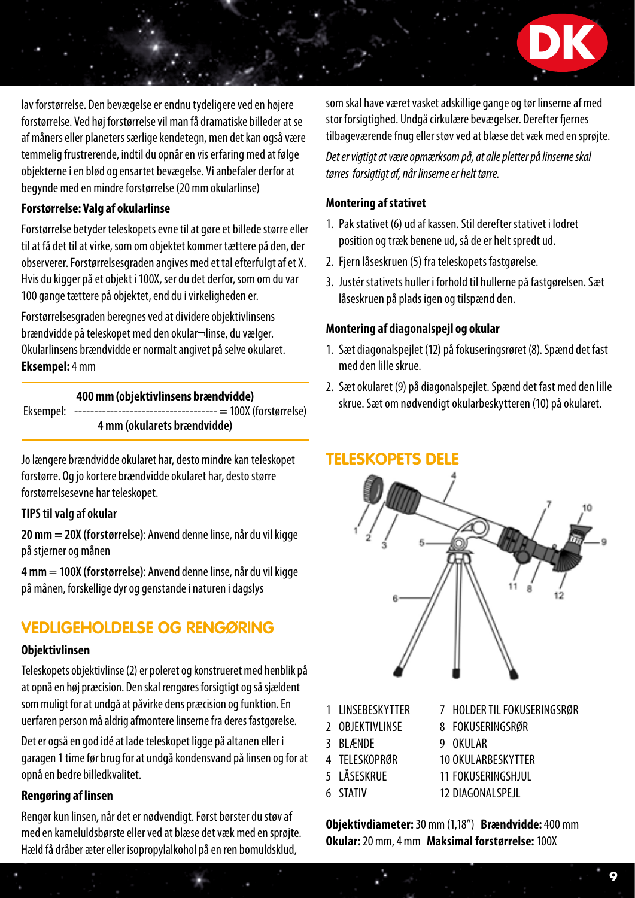lav forstørrelse. Den bevægelse er endnu tydeligere ved en højere forstørrelse. Ved høj forstørrelse vil man få dramatiske billeder at se af måners eller planeters særlige kendetegn, men det kan også være temmelig frustrerende, indtil du opnår en vis erfaring med at følge objekterne i en blød og ensartet bevægelse. Vi anbefaler derfor at begynde med en mindre forstørrelse (20 mm okularlinse)

### Forstørrelse: Valg af okularlinse

Forstørrelse betyder teleskopets evne til at gøre et billede større eller til at få det til at virke, som om objektet kommer tættere på den, der observerer. Forstørrelsesgraden angives med et tal efterfulgt af et X. Hvis du kigger på et objekt i 100X, ser du det derfor, som om du var 100 gange tættere på objektet, end du i virkeligheden er.

Forstørrelsesgraden beregnes ved at dividere objektivlinsens brændvidde på teleskopet med den okular¬linse, du vælger. Okularlinsens brændvidde er normalt angivet på selve okularet. **Eksempel:** 4 mm

**400 mm (objektivlinsens brændvidde)**
Eksempel: ----------------------------------- = 100X (forstørrelse)
**4 mm (okularets brændvidde)**

Jo længere brændvidde okularet har, desto mindre kan teleskopet forstørre. Og jo kortere brændvidde okularet har, desto større forstørrelsesevne har teleskopet.

### TIPS til valg af okular

**20 mm = 20X (forstørrelse)**: Anvend denne linse, når du vil kigge på stjerner og månen

**4 mm = 100X (forstørrelse)**: Anvend denne linse, når du vil kigge på månen, forskellige dyr og genstande i naturen i dagslys

## VEDLIGEHOLDELSE OG RENGØRING

### Objektivlinsen

Teleskopets objektivlinse (2) er poleret og konstrueret med henblik på at opnå en høj præcision. Den skal rengøres forsigtigt og så sjældent som muligt for at undgå at påvirke dens præcision og funktion. En uerfaren person må aldrig afmontere linserne fra deres fastgørelse.

Det er også en god idé at lade teleskopet ligge på altanen eller i garagen 1 time før brug for at undgå kondensvand på linsen og for at opnå en bedre billedkvalitet.

### Rengøring af linsen

Rengør kun linsen, når det er nødvendigt. Først børster du støv af med en kameluldsbørste eller ved at blæse det væk med en sprøjte. Hæld få dråber æter eller isopropylalkohol på en ren bomuldsklud, som skal have været vasket adskillige gange og tør linserne af med stor forsigtighed. Undgå cirkulære bevægelser. Derefter fjernes tilbageværende fnug eller støv ved at blæse det væk med en sprøjte.

*Det er vigtigt at være opmærksom på, at alle pletter på linserne skal tørres forsigtigt af, når linserne er helt tørre.*

### Montering af stativet

1. Pak stativet (6) ud af kassen. Stil derefter stativet i lodret position og træk benene ud, så de er helt spredt ud.
2. Fjern låseskruen (5) fra teleskopets fastgørelse.
3. Justér stativets huller i forhold til hullerne på fastgørelsen. Sæt låseskruen på plads igen og tilspænd den.

### Montering af diagonalspejl og okular

1. Sæt diagonalspejlet (12) på fokuseringsrøret (8). Spænd det fast med den lille skrue.
2. Sæt okularet (9) på diagonalspejlet. Spænd det fast med den lille skrue. Sæt om nødvendigt okularbeskytteren (10) på okularet.

## TELESKOPETS DELE

1 LINSEBESKYTTER
2 OBJEKTIVLINSE
3 BLÆNDE
4 TELESKOPRØR
5 LÅSESKRUE
6 STATIV
7 HOLDER TIL FOKUSERINGSRØR
8 FOKUSERINGSRØR
9 OKULAR
10 OKULARBESKYTTER
11 FOKUSERINGSHJUL
12 DIAGONALSPEJL

**Objektivdiameter:** 30 mm (1,18") **Brændvidde:** 400 mm
**Okular:** 20 mm, 4 mm **Maksimal forstørrelse:** 100X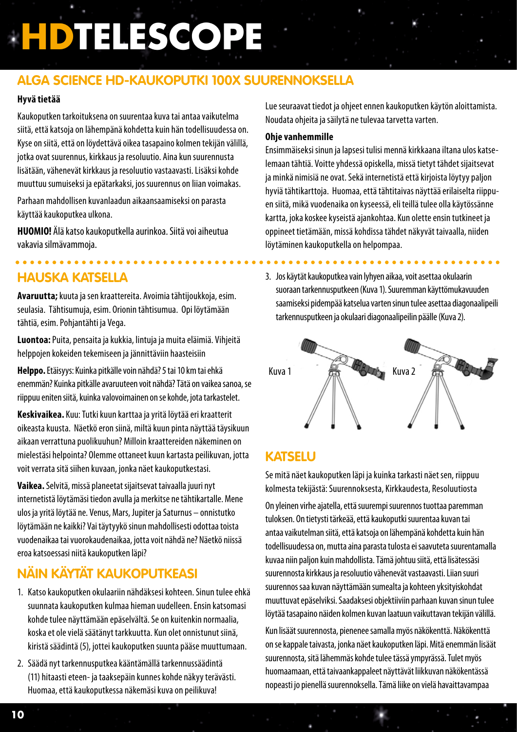# HDTELESCOPE

## ALGA SCIENCE HD-KAUKOPUTKI 100X SUURENNOKSELLA

**Hyvä tietää**

Kaukoputken tarkoituksena on suurentaa kuva tai antaa vaikutelma siitä, että katsoja on lähempänä kohdetta kuin hän todellisuudessa on. Kyse on siitä, että on löydettävä oikea tasapaino kolmen tekijän välillä, jotka ovat suurennus, kirkkaus ja resoluutio. Aina kun suurennusta lisätään, vähenevät kirkkaus ja resoluutio vastaavasti. Lisäksi kohde muuttuu sumuiseksi ja epätarkaksi, jos suurennus on liian voimakas.

Parhaan mahdollisen kuvanlaadun aikaansaamiseksi on parasta käyttää kaukoputkea ulkona.

**HUOMIO!** Älä katso kaukoputkella aurinkoa. Siitä voi aiheutua vakavia silmävammoja.

Lue seuraavat tiedot ja ohjeet ennen kaukoputken käytön aloittamista. Noudata ohjeita ja säilytä ne tulevaa tarvetta varten.

**Ohje vanhemmille**

Ensimmäiseksi sinun ja lapsesi tulisi mennä kirkkaana iltana ulos katselemaan tähtiä. Voitte yhdessä opiskella, missä tietyt tähdet sijaitsevat ja minkä nimisiä ne ovat. Sekä internetistä että kirjoista löytyy paljon hyviä tähtikarttoja. Huomaa, että tähtitaivas näyttää erilaiselta riippuen siitä, mikä vuodenaika on kyseessä, eli teillä tulee olla käytössänne kartta, joka koskee kyseistä ajankohtaa. Kun olette ensin tutkineet ja oppineet tietämään, missä kohdissa tähdet näkyvät taivaalla, niiden löytäminen kaukoputkella on helpompaa.

## HAUSKA KATSELLA

**Avaruutta;** kuuta ja sen kraattereita. Avoimia tähtijoukkoja, esim. seulasia. Tähtisumuja, esim. Orionin tähtisumua. Opi löytämään tähtiä, esim. Pohjantähti ja Vega.

**Luontoa:** Puita, pensaita ja kukkia, lintuja ja muita eläimiä. Vihjeitä helppojen kokeiden tekemiseen ja jännittäviin haasteisiin

**Helppo.** Etäisyys: Kuinka pitkälle voin nähdä? 5 tai 10 km tai ehkä enemmän? Kuinka pitkälle avaruuteen voit nähdä? Tätä on vaikea sanoa, se riippuu eniten siitä, kuinka valovoimainen on se kohde, jota tarkastelet.

**Keskivaikea.** Kuu: Tutki kuun karttaa ja yritä löytää eri kraatterit oikeasta kuusta. Näetkö eron siinä, miltä kuun pinta näyttää täysikuun aikaan verrattuna puolikuuhun? Milloin kraattereiden näkeminen on mielestäsi helpointa? Olemme ottaneet kuun kartasta peilikuvan, jotta voit verrata sitä siihen kuvaan, jonka näet kaukoputkestasi.

**Vaikea.** Selvitä, missä planeetat sijaitsevat taivaalla juuri nyt internetistä löytämäsi tiedon avulla ja merkitse ne tähtikartalle. Mene ulos ja yritä löytää ne. Venus, Mars, Jupiter ja Saturnus – onnistutko löytämään ne kaikki? Vai täytyykö sinun mahdollisesti odottaa toista vuodenaikaa tai vuorokaudenaikaa, jotta voit nähdä ne? Näetkö niissä eroa katsoessasi niitä kaukoputken läpi?

## NÄIN KÄYTÄT KAUKOPUTKEASI

1. Katso kaukoputken okulaariin nähdäksesi kohteen. Sinun tulee ehkä suunnata kaukoputken kulmaa hieman uudelleen. Ensin katsomasi kohde tulee näyttämään epäselvältä. Se on kuitenkin normaalia, koska et ole vielä säätänyt tarkkuutta. Kun olet onnistunut siinä, kiristä säädintä (5), jottei kaukoputken suunta pääse muuttumaan.
2. Säädä nyt tarkennusputkea kääntämällä tarkennussäädintä (11) hitaasti eteen- ja taaksepäin kunnes kohde näkyy terävästi. Huomaa, että kaukoputkessa näkemäsi kuva on peilikuva!
3. Jos käytät kaukoputkea vain lyhyen aikaa, voit asettaa okulaarin suoraan tarkennusputkeen (Kuva 1). Suuremman käyttömukavuuden saamiseksi pidempää katselua varten sinun tulee asettaa diagonaalipeili tarkennusputkeen ja okulaari diagonaalipeilin päälle (Kuva 2).

Kuva 1

Kuva 2

## KATSELU

Se mitä näet kaukoputken läpi ja kuinka tarkasti näet sen, riippuu kolmesta tekijästä: Suurennoksesta, Kirkkaudesta, Resoluutiosta

On yleinen virhe ajatella, että suurempi suurennos tuottaa paremman tuloksen. On tietysti tärkeää, että kaukoputki suurentaa kuvan tai antaa vaikutelman siitä, että katsoja on lähempänä kohdetta kuin hän todellisuudessa on, mutta aina parasta tulosta ei saavuteta suurentamalla kuvaa niin paljon kuin mahdollista. Tämä johtuu siitä, että lisätessäsi suurennosta kirkkaus ja resoluutio vähenevät vastaavasti. Liian suuri suurennos saa kuvan näyttämään sumealta ja kohteen yksityiskohdat muuttuvat epäselviksi. Saadaksesi objektiiviin parhaan kuvan sinun tulee löytää tasapaino näiden kolmen kuvan laatuun vaikuttavan tekijän välillä.

Kun lisäät suurennosta, pienenee samalla myös näkökenttä. Näkökenttä on se kappale taivasta, jonka näet kaukoputken läpi. Mitä enemmän lisäät suurennosta, sitä lähemmäs kohde tulee tässä ympyrässä. Tulet myös huomaamaan, että taivaankappaleet näyttävät liikkuvan näkökentässä nopeasti jo pienellä suurennoksella. Tämä liike on vielä havaittavampaa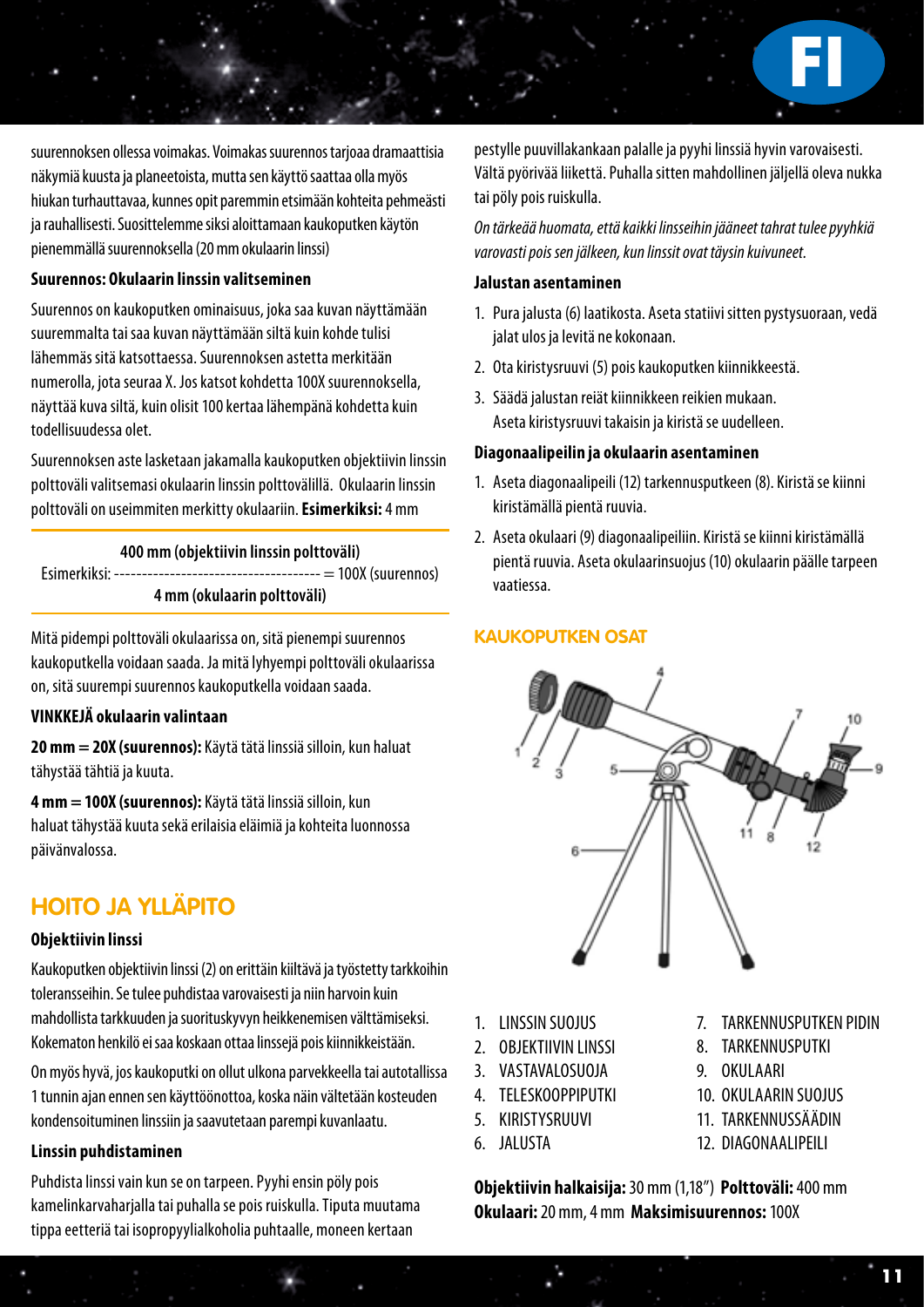suurennoksen ollessa voimakas. Voimakas suurennos tarjoaa dramaattisia näkymiä kuusta ja planeetoista, mutta sen käyttö saattaa olla myös hiukan turhauttavaa, kunnes opit paremmin etsimään kohteita pehmeästi ja rauhallisesti. Suosittelemme siksi aloittamaan kaukoputken käytön pienemmällä suurennoksella (20 mm okulaarin linssi)

**Suurennos: Okulaarin linssin valitseminen**

Suurennos on kaukoputken ominaisuus, joka saa kuvan näyttämään suuremmalta tai saa kuvan näyttämään siltä kuin kohde tulisi lähemmäs sitä katsottaessa. Suurennoksen astetta merkitään numerolla, jota seuraa X. Jos katsot kohdetta 100X suurennoksella, näyttää kuva siltä, kuin olisit 100 kertaa lähempänä kohdetta kuin todellisuudessa olet.

Suurennoksen aste lasketaan jakamalla kaukoputken objektiivin linssin polttoväli valitsemasi okulaarin linssin polttovälillä. Okulaarin linssin polttoväli on useimmiten merkitty okulaariin. **Esimerkiksi:** 4 mm

$$\text{Esimerkiksi: } \frac{\textbf{400 mm (objektiivin linssin polttoväli)}}{\textbf{4 mm (okulaarin polttoväli)}} = \text{100X (suurennos)}$$

Mitä pidempi polttoväli okulaarissa on, sitä pienempi suurennos kaukoputkella voidaan saada. Ja mitä lyhyempi polttoväli okulaarissa on, sitä suurempi suurennos kaukoputkella voidaan saada.

**VINKKEJÄ okulaarin valintaan**

**20 mm = 20X (suurennos):** Käytä tätä linssiä silloin, kun haluat tähystää tähtiä ja kuuta.

**4 mm = 100X (suurennos):** Käytä tätä linssiä silloin, kun haluat tähystää kuuta sekä erilaisia eläimiä ja kohteita luonnossa päivänvalossa.

## HOITO JA YLLÄPITO

**Objektiivin linssi**

Kaukoputken objektiivin linssi (2) on erittäin kiiltävä ja työstetty tarkkoihin toleransseihin. Se tulee puhdistaa varovaisesti ja niin harvoin kuin mahdollista tarkkuuden ja suorituskyvyn heikkenemisen välttämiseksi. Kokematon henkilö ei saa koskaan ottaa linssejä pois kiinnikkeistään.

On myös hyvä, jos kaukoputki on ollut ulkona parvekkeella tai autotallissa 1 tunnin ajan ennen sen käyttöönottoa, koska näin vältetään kosteuden kondensoituminen linssiin ja saavutetaan parempi kuvanlaatu.

**Linssin puhdistaminen**

Puhdista linssi vain kun se on tarpeen. Pyyhi ensin pöly pois kamelinkarvaharjalla tai puhalla se pois ruiskulla. Tiputa muutama tippa eetteriä tai isopropyylialkoholia puhtaalle, moneen kertaan pestylle puuvillakankaan palalle ja pyyhi linssiä hyvin varovaisesti. Vältä pyörivää liikettä. Puhalla sitten mahdollinen jäljellä oleva nukka tai pöly pois ruiskulla.

*On tärkeää huomata, että kaikki linsseihin jääneet tahrat tulee pyyhkiä varovasti pois sen jälkeen, kun linssit ovat täysin kuivuneet.*

**Jalustan asentaminen**

1. Pura jalusta (6) laatikosta. Aseta statiivi sitten pystysuoraan, vedä jalat ulos ja levitä ne kokonaan.
2. Ota kiristysruuvi (5) pois kaukoputken kiinnikkeestä.
3. Säädä jalustan reiät kiinnikkeen reikien mukaan. Aseta kiristysruuvi takaisin ja kiristä se uudelleen.

**Diagonaalipeilin ja okulaarin asentaminen**

1. Aseta diagonaalipeili (12) tarkennusputkeen (8). Kiristä se kiinni kiristämällä pientä ruuvia.
2. Aseta okulaari (9) diagonaalipeiliin. Kiristä se kiinni kiristämällä pientä ruuvia. Aseta okulaarinsuojus (10) okulaarin päälle tarpeen vaatiessa.

### KAUKOPUTKEN OSAT

1. LINSSIN SUOJUS
2. OBJEKTIIVIN LINSSI
3. VASTAVALOSUOJA
4. TELESKOOPPIPUTKI
5. KIRISTYSRUUVI
6. JALUSTA
7. TARKENNUSPUTKEN PIDIN
8. TARKENNUSPUTKI
9. OKULAARI
10. OKULAARIN SUOJUS
11. TARKENNUSSÄÄDIN
12. DIAGONAALIPEILI

**Objektiivin halkaisija:** 30 mm (1,18") **Polttoväli:** 400 mm
**Okulaari:** 20 mm, 4 mm **Maksimisuurennos:** 100X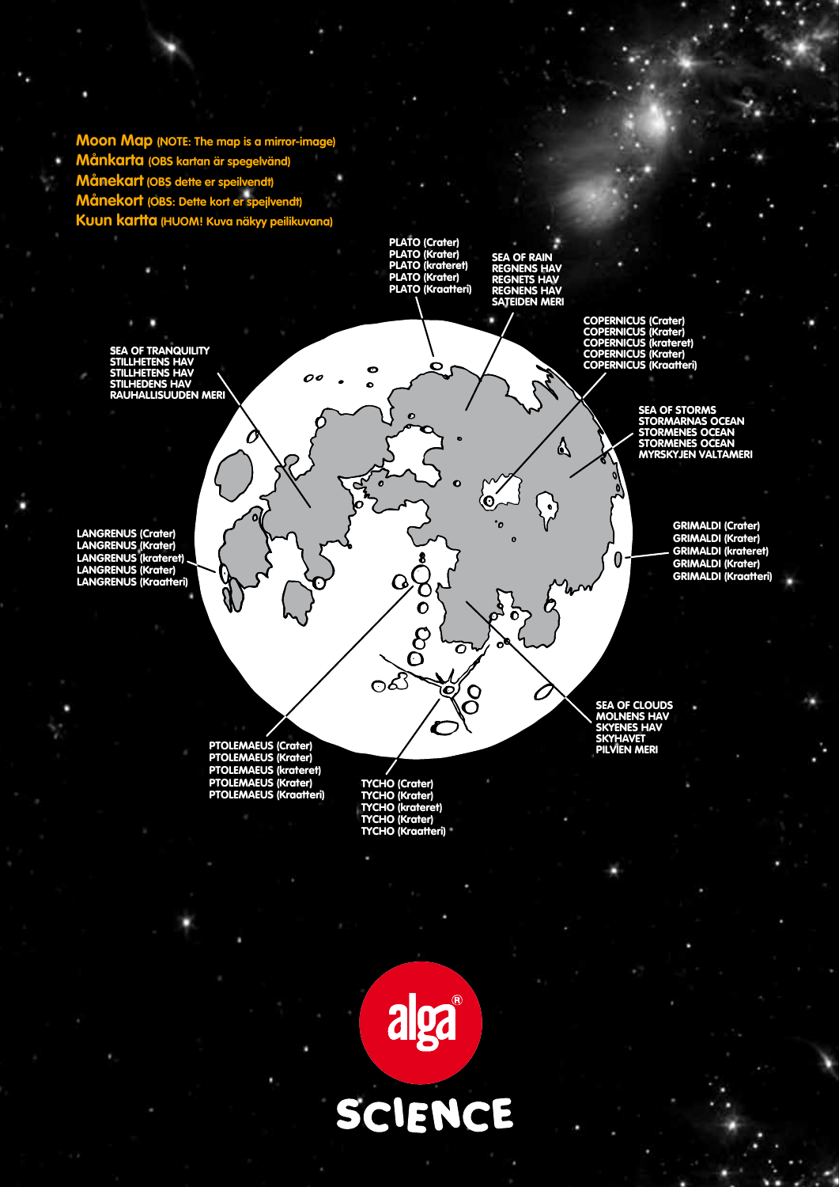**Moon Map** (NOTE: The map is a mirror-image)
**Månkarta** (OBS kartan är spegelvänd)
**Månekart** (OBS dette er speilvendt)
**Månekort** (OBS: Dette kort er spejlvendt)
**Kuun kartta** (HUOM! Kuva näkyy peilikuvana)

PLATO (Crater)
PLATO (Krater)
PLATO (krateret)
PLATO (Krater)
PLATO (Kraatteri)

SEA OF RAIN
REGNENS HAV
REGNETS HAV
REGNENS HAV
SATEIDEN MERI

COPERNICUS (Crater)
COPERNICUS (Krater)
COPERNICUS (krateret)
COPERNICUS (Krater)
COPERNICUS (Kraatteri)

SEA OF TRANQUILITY
STILLHETENS HAV
STILLHETENS HAV
STILHEDENS HAV
RAUHALLISUUDEN MERI

SEA OF STORMS
STORMARNAS OCEAN
STORMENES OCEAN
STORMENES OCEAN
MYRSKYJEN VALTAMERI

LANGRENUS (Crater)
LANGRENUS (Krater)
LANGRENUS (krateret)
LANGRENUS (Krater)
LANGRENUS (Kraatteri)

GRIMALDI (Crater)
GRIMALDI (Krater)
GRIMALDI (krateret)
GRIMALDI (Krater)
GRIMALDI (Kraatteri)

SEA OF CLOUDS
MOLNENS HAV
SKYENES HAV
SKYHAVET
PILVIEN MERI

PTOLEMAEUS (Crater)
PTOLEMAEUS (Krater)
PTOLEMAEUS (krateret)
PTOLEMAEUS (Krater)
PTOLEMAEUS (Kraatteri)

TYCHO (Crater)
TYCHO (Krater)
TYCHO (krateret)
TYCHO (Krater)
TYCHO (Kraatteri)

alga®
SCIENCE